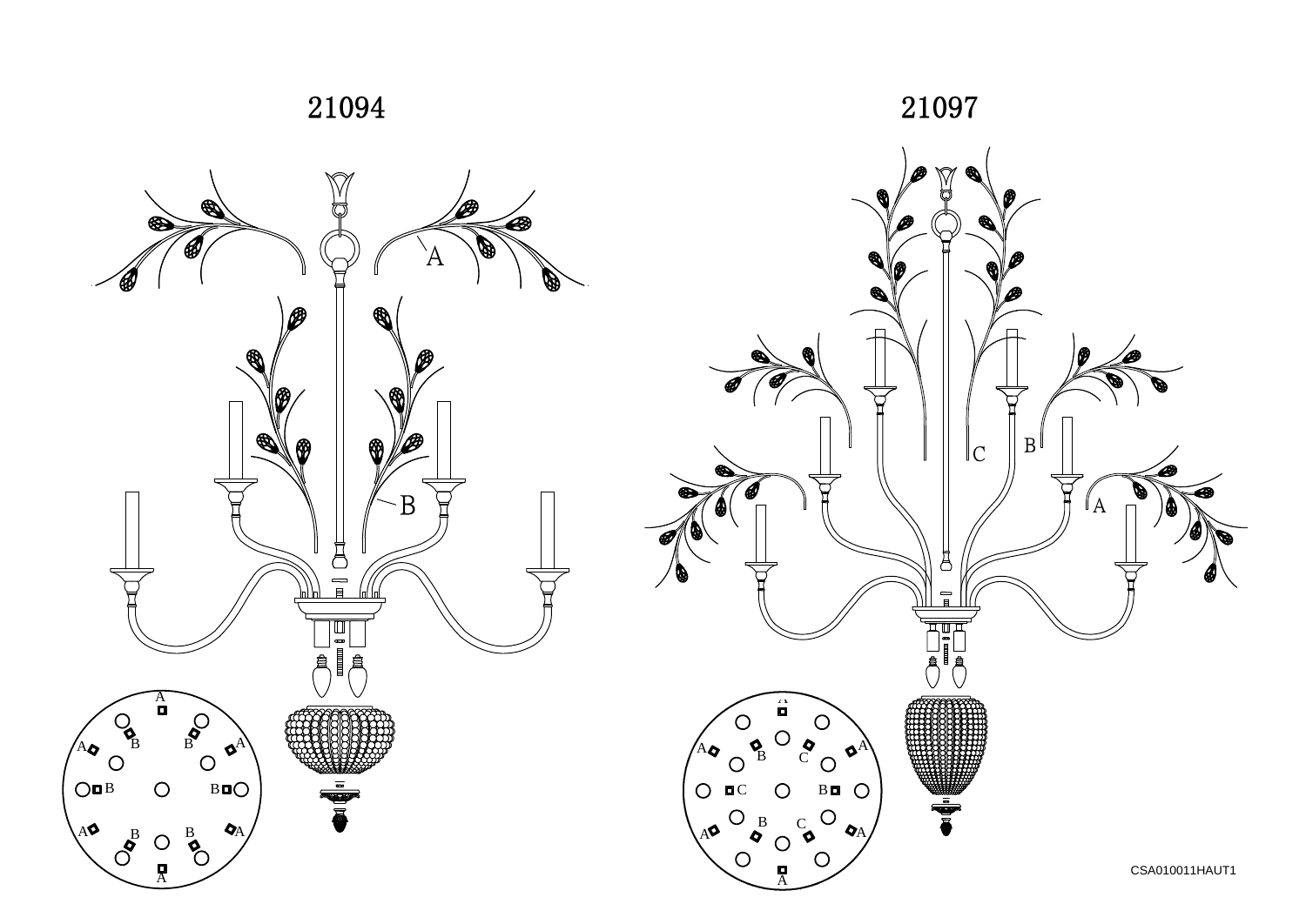21094

21097

CSA010011HAUT1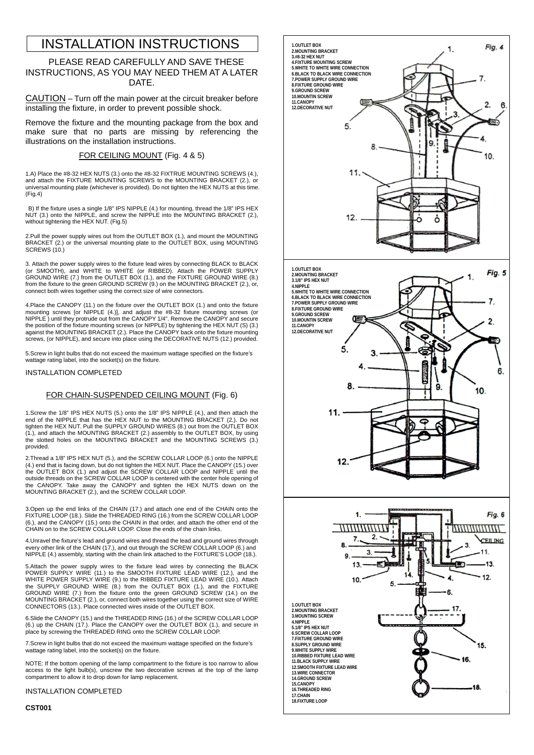# INSTALLATION INSTRUCTIONS

PLEASE READ CAREFULLY AND SAVE THESE INSTRUCTIONS, AS YOU MAY NEED THEM AT A LATER DATE.

CAUTION – Turn off the main power at the circuit breaker before installing the fixture, in order to prevent possible shock.

Remove the fixture and the mounting package from the box and make sure that no parts are missing by referencing the illustrations on the installation instructions.

## FOR CEILING MOUNT (Fig. 4 & 5)

1.A) Place the #8-32 HEX NUTS (3.) onto the #8-32 FIXTRUE MOUNTING SCREWS (4.), and attach the FIXTURE MOUNTING SCREWS to the MOUNTING BRACKET (2.), or universal mounting plate (whichever is provided). Do not tighten the HEX NUTS at this time. (Fig.4)

B) If the fixture uses a single 1/8" IPS NIPPLE (4.) for mounting, thread the 1/8" IPS HEX NUT (3.) onto the NIPPLE, and screw the NIPPLE into the MOUNTING BRACKET (2.), without tightening the HEX NUT. (Fig.5)

2.Pull the power supply wires out from the OUTLET BOX (1.), and mount the MOUNTING BRACKET (2.) or the universal mounting plate to the OUTLET BOX, using MOUNTING SCREWS (10.)

3. Attach the power supply wires to the fixture lead wires by connecting BLACK to BLACK (or SMOOTH), and WHITE to WHITE (or RIBBED). Attach the POWER SUPPLY GROUND WIRE (7.) from the OUTLET BOX (1.), and the FIXTURE GROUND WIRE (8.) from the fixture to the green GROUND SCREW (9.) on the MOUNTING BRACKET (2.), or, connect both wires together using the correct size of wire connectors.

4.Place the CANOPY (11.) on the fixture over the OUTLET BOX (1.) and onto the fixture mounting screws [or NIPPLE (4.)], and adjust the #8-32 fixture mounting screws (or NIPPLE ) until they protrude out from the CANOPY 1/4". Remove the CANOPY and secure the position of the fixture mounting screws (or NIPPLE) by tightening the HEX NUT (S) (3.) against the MOUNTING BRACKET (2.). Place the CANOPY back onto the fixture mounting screws, (or NIPPLE), and secure into place using the DECORATIVE NUTS (12.) provided.

5.Screw in light bulbs that do not exceed the maximum wattage specified on the fixture's wattage rating label, into the socket(s) on the fixture.

INSTALLATION COMPLETED

## FOR CHAIN-SUSPENDED CEILING MOUNT (Fig. 6)

1.Screw the 1/8" IPS HEX NUTS (5.) onto the 1/8" IPS NIPPLE (4.), and then attach the end of the NIPPLE that has the HEX NUT to the MOUNTING BRACKET (2.). Do not tighten the HEX NUT. Pull the SUPPLY GROUND WIRES (8.) out from the OUTLET BOX (1.), and attach the MOUNTING BRACKET (2.) assembly to the OUTLET BOX, by using the slotted holes on the MOUNTING BRACKET and the MOUNTING SCREWS (3.) provided.

2.Thread a 1/8" IPS HEX NUT (5.), and the SCREW COLLAR LOOP (6.) onto the NIPPLE (4.) end that is facing down, but do not tighten the HEX NUT. Place the CANOPY (15.) over the OUTLET BOX (1.) and adjust the SCREW COLLAR LOOP and NIPPLE until the outside threads on the SCREW COLLAR LOOP is centered with the center hole opening of the CANOPY. Take away the CANOPY and tighten the HEX NUTS down on the MOUNTING BRACKET (2.), and the SCREW COLLAR LOOP.

3.Open up the end links of the CHAIN (17.) and attach one end of the CHAIN onto the FIXTURE LOOP (18.). Slide the THREADED RING (16.) from the SCREW COLLAR LOOP (6.), and the CANOPY (15.) onto the CHAIN in that order, and attach the other end of the CHAIN on to the SCREW COLLAR LOOP. Close the ends of the chain links.

4.Unravel the fixture's lead and ground wires and thread the lead and ground wires through every other link of the CHAIN (17.), and out through the SCREW COLLAR LOOP (6.) and NIPPLE (4.) assembly, starting with the chain link attached to the FIXTURE'S LOOP (18.).

5.Attach the power supply wires to the fixture lead wires by connecting the BLACK POWER SUPPLY WIRE (11.) to the SMOOTH FIXTURE LEAD WIRE (12.), and the WHITE POWER SUPPLY WIRE (9.) to the RIBBED FIXTURE LEAD WIRE (10.). Attach the SUPPLY GROUND WIRE (8.) from the OUTLET BOX (1.), and the FIXTURE GROUND WIRE (7.) from the fixture onto the green GROUND SCREW (14.) on the MOUNTING BRACKET (2.), or, connect both wires together using the correct size of WIRE CONNECTORS (13.). Place connected wires inside of the OUTLET BOX.

6.Slide the CANOPY (15.) and the THREADED RING (16.) of the SCREW COLLAR LOOP (6.) up the CHAIN (17.). Place the CANOPY over the OUTLET BOX (1.), and secure in place by screwing the THREADED RING onto the SCREW COLLAR LOOP.

7.Screw in light bulbs that do not exceed the maximum wattage specified on the fixture's wattage rating label, into the socket(s) on the fixture.

NOTE: If the bottom opening of the lamp compartment to the fixture is too narrow to allow access to the light bulb(s), unscrew the two decorative screws at the top of the lamp compartment to allow it to drop down for lamp replacement.

INSTALLATION COMPLETED

**CST001**

Fig. 4

1.OUTLET BOX
2.MOUNTING BRACKET
3.#8-32 HEX NUT
4.FIXTURE MOUNTING SCREW
5.WHITE TO WHITE WIRE CONNECTION
6.BLACK TO BLACK WIRE CONNECTION
7.POWER SUPPLY GROUND WIRE
8.FIXTURE GROUND WIRE
9.GROUND SCREW
10.MOUNTIN SCREW
11.CANOPY
12.DECORATIVE NUT

Fig. 5

1.OUTLET BOX
2.MOUNTING BRACKET
3.1/8" IPS HEX NUT
4.NIPPLE
5.WHITE TO WHITE WIRE CONNECTION
6.BLACK TO BLACK WIRE CONNECTION
7.POWER SUPPLY GROUND WIRE
8.FIXTURE GROUND WIRE
9.GROUND SCREW
10.MOUNTIN SCREW
11.CANOPY
12.DECORATIVE NUT

Fig. 6

CEILING

1.OUTLET BOX
2.MOUNTING BRACKET
3.MOUNTING SCREW
4.NIPPLE
5.1/8" IPS HEX NUT
6.SCREW COLLAR LOOP
7.FIXTURE GROUND WIRE
8.SUPPLY GROUND WIRE
9.WHITE SUPPLY WIRE
10.RIBBED FIXTURE LEAD WIRE
11.BLACK SUPPLY WIRE
12.SMOOTH FIXTURE LEAD WIRE
13.WIRE CONNECTOR
14.GROUND SCREW
15.CANOPY
16.THREADED RING
17.CHAIN
18.FIXTURE LOOP